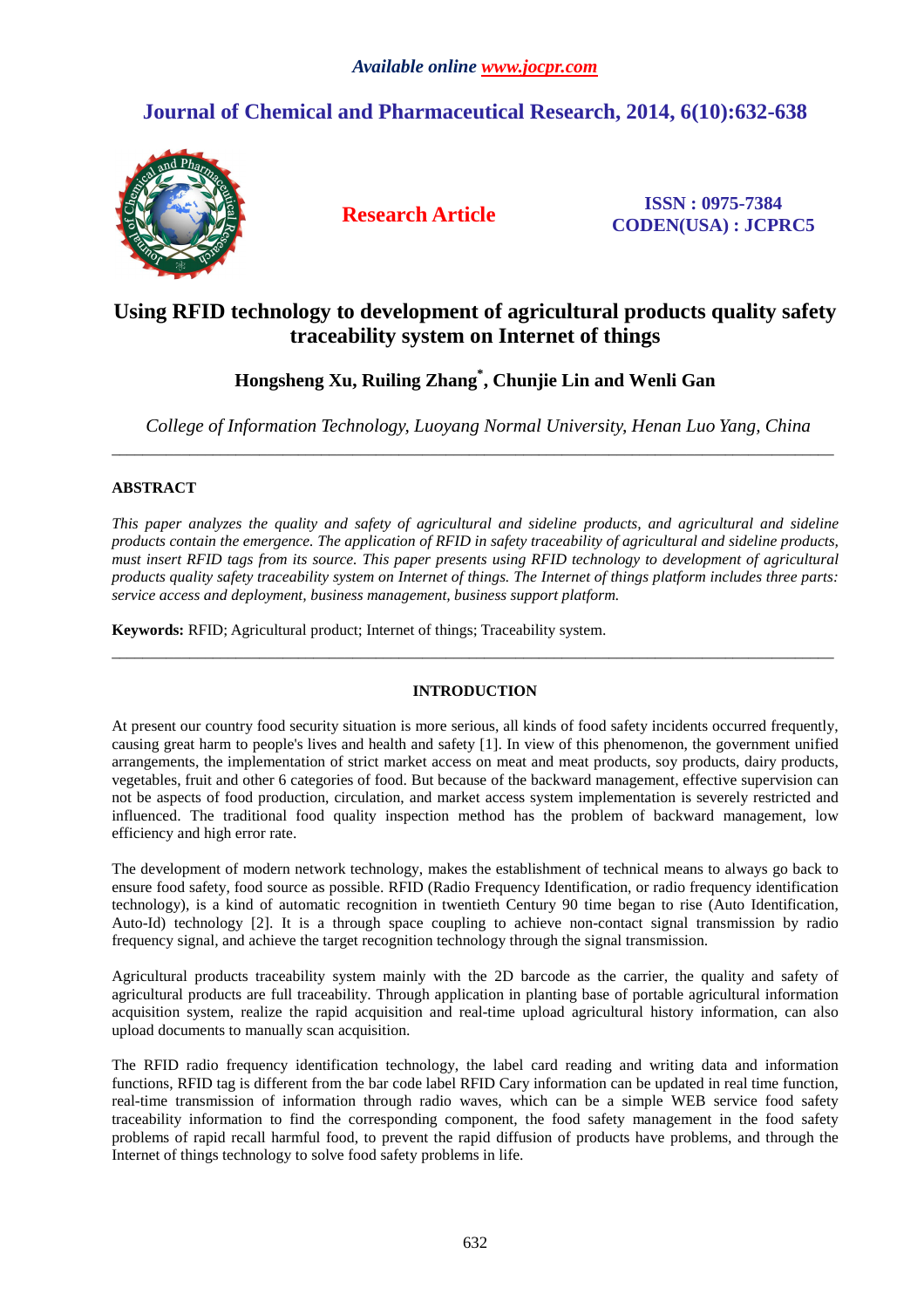*Available online www.jocpr.com*

# Journal of Chemical and Pharmaceutical Research, 2014, 6(10):632-638

**Research Article**

**ISSN : 0975-7384**
**CODEN(USA) : JCPRC5**

# Using RFID technology to development of agricultural products quality safety traceability system on Internet of things

**Hongsheng Xu, Ruiling Zhang\*, Chunjie Lin and Wenli Gan**

*College of Information Technology, Luoyang Normal University, Henan Luo Yang, China*

---

## ABSTRACT

*This paper analyzes the quality and safety of agricultural and sideline products, and agricultural and sideline products contain the emergence. The application of RFID in safety traceability of agricultural and sideline products, must insert RFID tags from its source. This paper presents using RFID technology to development of agricultural products quality safety traceability system on Internet of things. The Internet of things platform includes three parts: service access and deployment, business management, business support platform.*

**Keywords:** RFID; Agricultural product; Internet of things; Traceability system.

---

## INTRODUCTION

At present our country food security situation is more serious, all kinds of food safety incidents occurred frequently, causing great harm to people's lives and health and safety [1]. In view of this phenomenon, the government unified arrangements, the implementation of strict market access on meat and meat products, soy products, dairy products, vegetables, fruit and other 6 categories of food. But because of the backward management, effective supervision can not be aspects of food production, circulation, and market access system implementation is severely restricted and influenced. The traditional food quality inspection method has the problem of backward management, low efficiency and high error rate.

The development of modern network technology, makes the establishment of technical means to always go back to ensure food safety, food source as possible. RFID (Radio Frequency Identification, or radio frequency identification technology), is a kind of automatic recognition in twentieth Century 90 time began to rise (Auto Identification, Auto-Id) technology [2]. It is a through space coupling to achieve non-contact signal transmission by radio frequency signal, and achieve the target recognition technology through the signal transmission.

Agricultural products traceability system mainly with the 2D barcode as the carrier, the quality and safety of agricultural products are full traceability. Through application in planting base of portable agricultural information acquisition system, realize the rapid acquisition and real-time upload agricultural history information, can also upload documents to manually scan acquisition.

The RFID radio frequency identification technology, the label card reading and writing data and information functions, RFID tag is different from the bar code label RFID Cary information can be updated in real time function, real-time transmission of information through radio waves, which can be a simple WEB service food safety traceability information to find the corresponding component, the food safety management in the food safety problems of rapid recall harmful food, to prevent the rapid diffusion of products have problems, and through the Internet of things technology to solve food safety problems in life.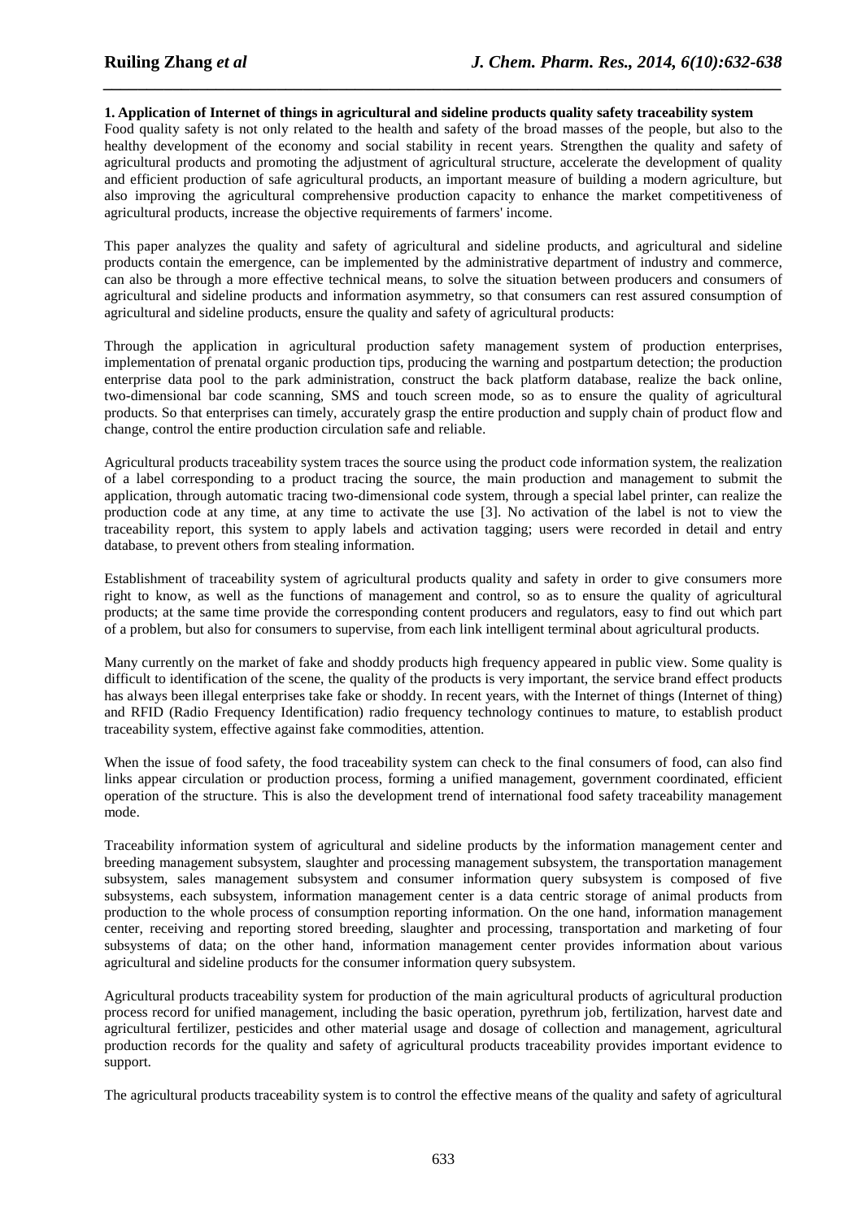**1. Application of Internet of things in agricultural and sideline products quality safety traceability system**

Food quality safety is not only related to the health and safety of the broad masses of the people, but also to the healthy development of the economy and social stability in recent years. Strengthen the quality and safety of agricultural products and promoting the adjustment of agricultural structure, accelerate the development of quality and efficient production of safe agricultural products, an important measure of building a modern agriculture, but also improving the agricultural comprehensive production capacity to enhance the market competitiveness of agricultural products, increase the objective requirements of farmers' income.

This paper analyzes the quality and safety of agricultural and sideline products, and agricultural and sideline products contain the emergence, can be implemented by the administrative department of industry and commerce, can also be through a more effective technical means, to solve the situation between producers and consumers of agricultural and sideline products and information asymmetry, so that consumers can rest assured consumption of agricultural and sideline products, ensure the quality and safety of agricultural products:

Through the application in agricultural production safety management system of production enterprises, implementation of prenatal organic production tips, producing the warning and postpartum detection; the production enterprise data pool to the park administration, construct the back platform database, realize the back online, two-dimensional bar code scanning, SMS and touch screen mode, so as to ensure the quality of agricultural products. So that enterprises can timely, accurately grasp the entire production and supply chain of product flow and change, control the entire production circulation safe and reliable.

Agricultural products traceability system traces the source using the product code information system, the realization of a label corresponding to a product tracing the source, the main production and management to submit the application, through automatic tracing two-dimensional code system, through a special label printer, can realize the production code at any time, at any time to activate the use [3]. No activation of the label is not to view the traceability report, this system to apply labels and activation tagging; users were recorded in detail and entry database, to prevent others from stealing information.

Establishment of traceability system of agricultural products quality and safety in order to give consumers more right to know, as well as the functions of management and control, so as to ensure the quality of agricultural products; at the same time provide the corresponding content producers and regulators, easy to find out which part of a problem, but also for consumers to supervise, from each link intelligent terminal about agricultural products.

Many currently on the market of fake and shoddy products high frequency appeared in public view. Some quality is difficult to identification of the scene, the quality of the products is very important, the service brand effect products has always been illegal enterprises take fake or shoddy. In recent years, with the Internet of things (Internet of thing) and RFID (Radio Frequency Identification) radio frequency technology continues to mature, to establish product traceability system, effective against fake commodities, attention.

When the issue of food safety, the food traceability system can check to the final consumers of food, can also find links appear circulation or production process, forming a unified management, government coordinated, efficient operation of the structure. This is also the development trend of international food safety traceability management mode.

Traceability information system of agricultural and sideline products by the information management center and breeding management subsystem, slaughter and processing management subsystem, the transportation management subsystem, sales management subsystem and consumer information query subsystem is composed of five subsystems, each subsystem, information management center is a data centric storage of animal products from production to the whole process of consumption reporting information. On the one hand, information management center, receiving and reporting stored breeding, slaughter and processing, transportation and marketing of four subsystems of data; on the other hand, information management center provides information about various agricultural and sideline products for the consumer information query subsystem.

Agricultural products traceability system for production of the main agricultural products of agricultural production process record for unified management, including the basic operation, pyrethrum job, fertilization, harvest date and agricultural fertilizer, pesticides and other material usage and dosage of collection and management, agricultural production records for the quality and safety of agricultural products traceability provides important evidence to support.

The agricultural products traceability system is to control the effective means of the quality and safety of agricultural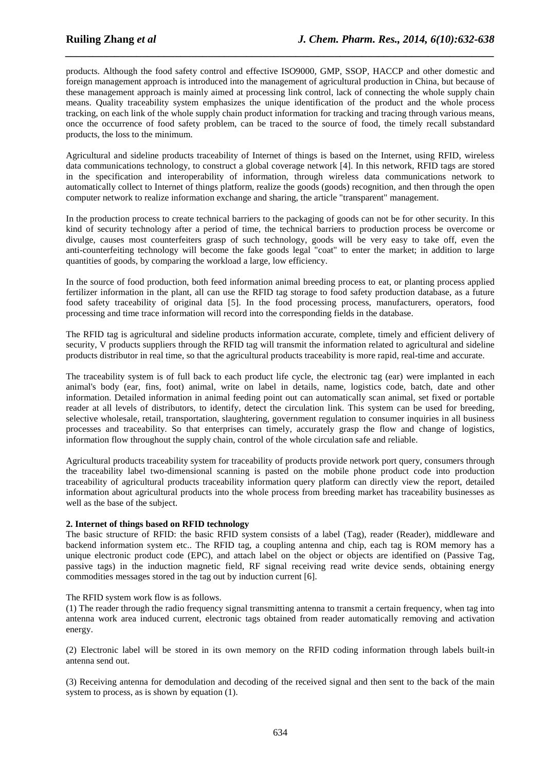products. Although the food safety control and effective ISO9000, GMP, SSOP, HACCP and other domestic and foreign management approach is introduced into the management of agricultural production in China, but because of these management approach is mainly aimed at processing link control, lack of connecting the whole supply chain means. Quality traceability system emphasizes the unique identification of the product and the whole process tracking, on each link of the whole supply chain product information for tracking and tracing through various means, once the occurrence of food safety problem, can be traced to the source of food, the timely recall substandard products, the loss to the minimum.

Agricultural and sideline products traceability of Internet of things is based on the Internet, using RFID, wireless data communications technology, to construct a global coverage network [4]. In this network, RFID tags are stored in the specification and interoperability of information, through wireless data communications network to automatically collect to Internet of things platform, realize the goods (goods) recognition, and then through the open computer network to realize information exchange and sharing, the article "transparent" management.

In the production process to create technical barriers to the packaging of goods can not be for other security. In this kind of security technology after a period of time, the technical barriers to production process be overcome or divulge, causes most counterfeiters grasp of such technology, goods will be very easy to take off, even the anti-counterfeiting technology will become the fake goods legal "coat" to enter the market; in addition to large quantities of goods, by comparing the workload a large, low efficiency.

In the source of food production, both feed information animal breeding process to eat, or planting process applied fertilizer information in the plant, all can use the RFID tag storage to food safety production database, as a future food safety traceability of original data [5]. In the food processing process, manufacturers, operators, food processing and time trace information will record into the corresponding fields in the database.

The RFID tag is agricultural and sideline products information accurate, complete, timely and efficient delivery of security, V products suppliers through the RFID tag will transmit the information related to agricultural and sideline products distributor in real time, so that the agricultural products traceability is more rapid, real-time and accurate.

The traceability system is of full back to each product life cycle, the electronic tag (ear) were implanted in each animal's body (ear, fins, foot) animal, write on label in details, name, logistics code, batch, date and other information. Detailed information in animal feeding point out can automatically scan animal, set fixed or portable reader at all levels of distributors, to identify, detect the circulation link. This system can be used for breeding, selective wholesale, retail, transportation, slaughtering, government regulation to consumer inquiries in all business processes and traceability. So that enterprises can timely, accurately grasp the flow and change of logistics, information flow throughout the supply chain, control of the whole circulation safe and reliable.

Agricultural products traceability system for traceability of products provide network port query, consumers through the traceability label two-dimensional scanning is pasted on the mobile phone product code into production traceability of agricultural products traceability information query platform can directly view the report, detailed information about agricultural products into the whole process from breeding market has traceability businesses as well as the base of the subject.

**2. Internet of things based on RFID technology**

The basic structure of RFID: the basic RFID system consists of a label (Tag), reader (Reader), middleware and backend information system etc.. The RFID tag, a coupling antenna and chip, each tag is ROM memory has a unique electronic product code (EPC), and attach label on the object or objects are identified on (Passive Tag, passive tags) in the induction magnetic field, RF signal receiving read write device sends, obtaining energy commodities messages stored in the tag out by induction current [6].

The RFID system work flow is as follows.

(1) The reader through the radio frequency signal transmitting antenna to transmit a certain frequency, when tag into antenna work area induced current, electronic tags obtained from reader automatically removing and activation energy.

(2) Electronic label will be stored in its own memory on the RFID coding information through labels built-in antenna send out.

(3) Receiving antenna for demodulation and decoding of the received signal and then sent to the back of the main system to process, as is shown by equation (1).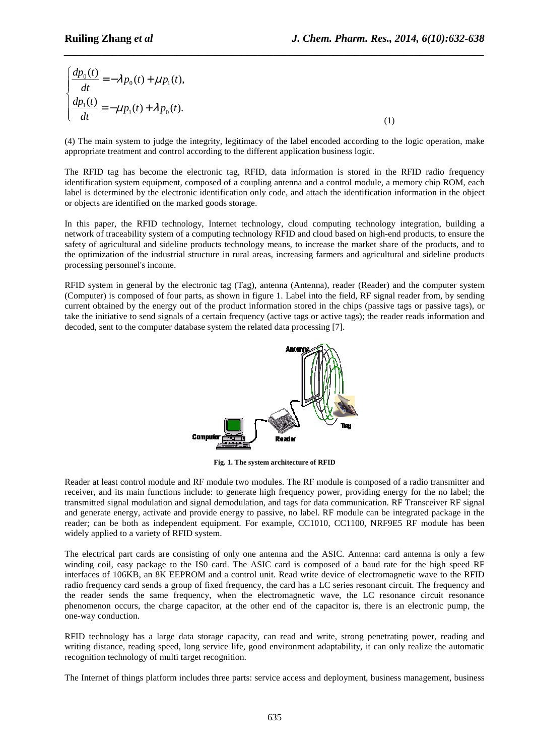$$
\begin{cases}
\dfrac{dp_0(t)}{dt} = -\lambda p_0(t) + \mu p_1(t), \\
\dfrac{dp_1(t)}{dt} = -\mu p_1(t) + \lambda p_0(t).
\end{cases}
\tag{1}
$$

(4) The main system to judge the integrity, legitimacy of the label encoded according to the logic operation, make appropriate treatment and control according to the different application business logic.

The RFID tag has become the electronic tag, RFID, data information is stored in the RFID radio frequency identification system equipment, composed of a coupling antenna and a control module, a memory chip ROM, each label is determined by the electronic identification only code, and attach the identification information in the object or objects are identified on the marked goods storage.

In this paper, the RFID technology, Internet technology, cloud computing technology integration, building a network of traceability system of a computing technology RFID and cloud based on high-end products, to ensure the safety of agricultural and sideline products technology means, to increase the market share of the products, and to the optimization of the industrial structure in rural areas, increasing farmers and agricultural and sideline products processing personnel's income.

RFID system in general by the electronic tag (Tag), antenna (Antenna), reader (Reader) and the computer system (Computer) is composed of four parts, as shown in figure 1. Label into the field, RF signal reader from, by sending current obtained by the energy out of the product information stored in the chips (passive tags or passive tags), or take the initiative to send signals of a certain frequency (active tags or active tags); the reader reads information and decoded, sent to the computer database system the related data processing [7].

**Fig. 1. The system architecture of RFID**

Reader at least control module and RF module two modules. The RF module is composed of a radio transmitter and receiver, and its main functions include: to generate high frequency power, providing energy for the no label; the transmitted signal modulation and signal demodulation, and tags for data communication. RF Transceiver RF signal and generate energy, activate and provide energy to passive, no label. RF module can be integrated package in the reader; can be both as independent equipment. For example, CC1010, CC1100, NRF9E5 RF module has been widely applied to a variety of RFID system.

The electrical part cards are consisting of only one antenna and the ASIC. Antenna: card antenna is only a few winding coil, easy package to the IS0 card. The ASIC card is composed of a baud rate for the high speed RF interfaces of 106KB, an 8K EEPROM and a control unit. Read write device of electromagnetic wave to the RFID radio frequency card sends a group of fixed frequency, the card has a LC series resonant circuit. The frequency and the reader sends the same frequency, when the electromagnetic wave, the LC resonance circuit resonance phenomenon occurs, the charge capacitor, at the other end of the capacitor is, there is an electronic pump, the one-way conduction.

RFID technology has a large data storage capacity, can read and write, strong penetrating power, reading and writing distance, reading speed, long service life, good environment adaptability, it can only realize the automatic recognition technology of multi target recognition.

The Internet of things platform includes three parts: service access and deployment, business management, business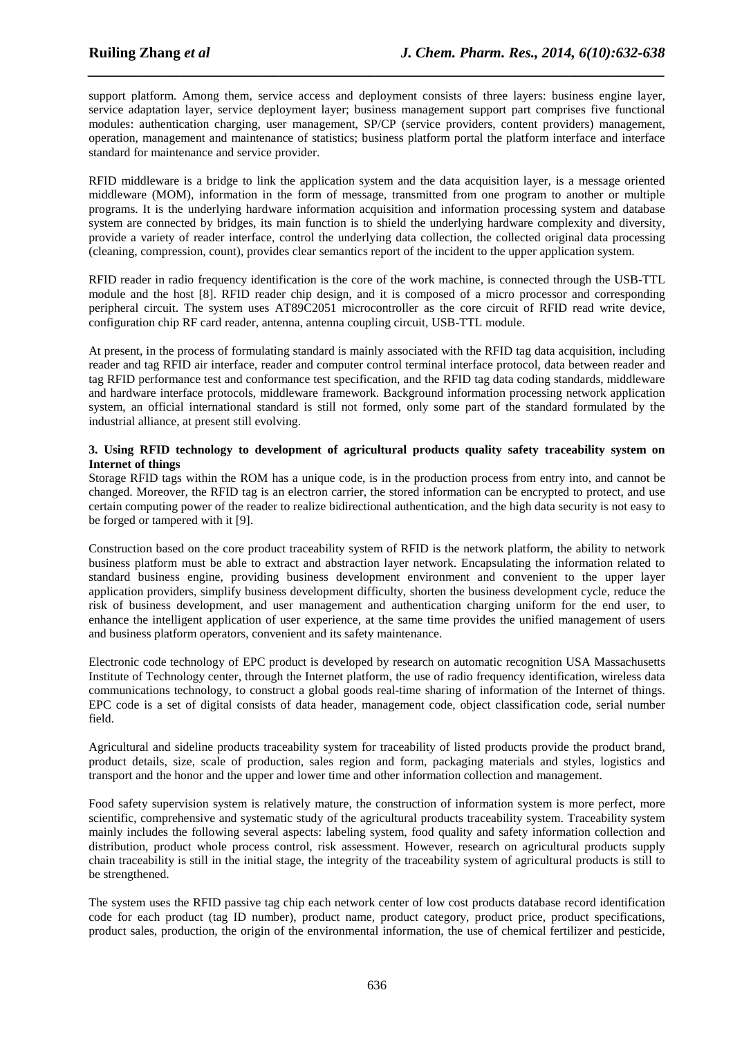support platform. Among them, service access and deployment consists of three layers: business engine layer, service adaptation layer, service deployment layer; business management support part comprises five functional modules: authentication charging, user management, SP/CP (service providers, content providers) management, operation, management and maintenance of statistics; business platform portal the platform interface and interface standard for maintenance and service provider.

RFID middleware is a bridge to link the application system and the data acquisition layer, is a message oriented middleware (MOM), information in the form of message, transmitted from one program to another or multiple programs. It is the underlying hardware information acquisition and information processing system and database system are connected by bridges, its main function is to shield the underlying hardware complexity and diversity, provide a variety of reader interface, control the underlying data collection, the collected original data processing (cleaning, compression, count), provides clear semantics report of the incident to the upper application system.

RFID reader in radio frequency identification is the core of the work machine, is connected through the USB-TTL module and the host [8]. RFID reader chip design, and it is composed of a micro processor and corresponding peripheral circuit. The system uses AT89C2051 microcontroller as the core circuit of RFID read write device, configuration chip RF card reader, antenna, antenna coupling circuit, USB-TTL module.

At present, in the process of formulating standard is mainly associated with the RFID tag data acquisition, including reader and tag RFID air interface, reader and computer control terminal interface protocol, data between reader and tag RFID performance test and conformance test specification, and the RFID tag data coding standards, middleware and hardware interface protocols, middleware framework. Background information processing network application system, an official international standard is still not formed, only some part of the standard formulated by the industrial alliance, at present still evolving.

**3. Using RFID technology to development of agricultural products quality safety traceability system on Internet of things**

Storage RFID tags within the ROM has a unique code, is in the production process from entry into, and cannot be changed. Moreover, the RFID tag is an electron carrier, the stored information can be encrypted to protect, and use certain computing power of the reader to realize bidirectional authentication, and the high data security is not easy to be forged or tampered with it [9].

Construction based on the core product traceability system of RFID is the network platform, the ability to network business platform must be able to extract and abstraction layer network. Encapsulating the information related to standard business engine, providing business development environment and convenient to the upper layer application providers, simplify business development difficulty, shorten the business development cycle, reduce the risk of business development, and user management and authentication charging uniform for the end user, to enhance the intelligent application of user experience, at the same time provides the unified management of users and business platform operators, convenient and its safety maintenance.

Electronic code technology of EPC product is developed by research on automatic recognition USA Massachusetts Institute of Technology center, through the Internet platform, the use of radio frequency identification, wireless data communications technology, to construct a global goods real-time sharing of information of the Internet of things. EPC code is a set of digital consists of data header, management code, object classification code, serial number field.

Agricultural and sideline products traceability system for traceability of listed products provide the product brand, product details, size, scale of production, sales region and form, packaging materials and styles, logistics and transport and the honor and the upper and lower time and other information collection and management.

Food safety supervision system is relatively mature, the construction of information system is more perfect, more scientific, comprehensive and systematic study of the agricultural products traceability system. Traceability system mainly includes the following several aspects: labeling system, food quality and safety information collection and distribution, product whole process control, risk assessment. However, research on agricultural products supply chain traceability is still in the initial stage, the integrity of the traceability system of agricultural products is still to be strengthened.

The system uses the RFID passive tag chip each network center of low cost products database record identification code for each product (tag ID number), product name, product category, product price, product specifications, product sales, production, the origin of the environmental information, the use of chemical fertilizer and pesticide,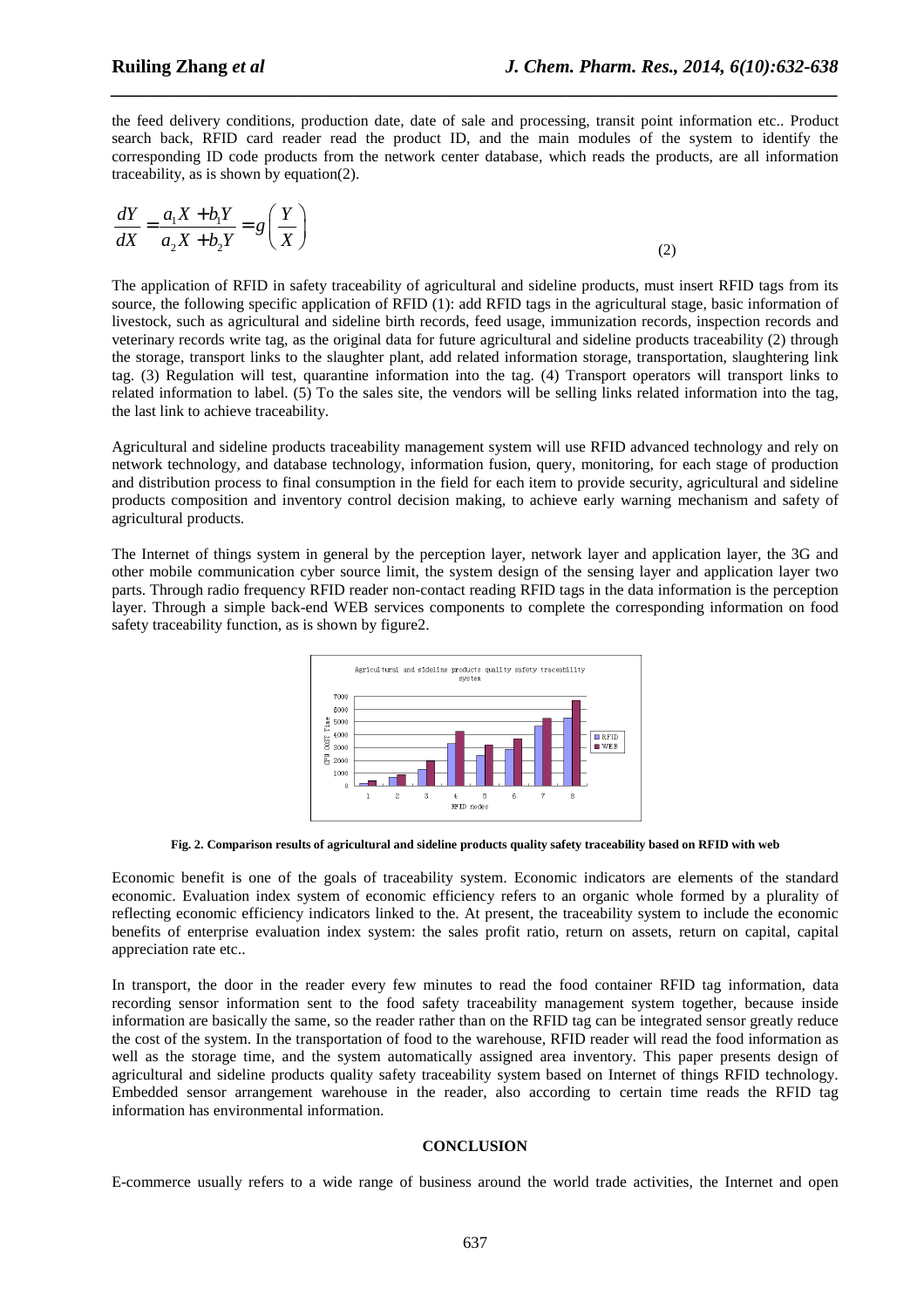the feed delivery conditions, production date, date of sale and processing, transit point information etc.. Product search back, RFID card reader read the product ID, and the main modules of the system to identify the corresponding ID code products from the network center database, which reads the products, are all information traceability, as is shown by equation(2).

$$\frac{dY}{dX} = \frac{a_1 X + b_1 Y}{a_2 X + b_2 Y} = g\left(\frac{Y}{X}\right) \tag{2}$$

The application of RFID in safety traceability of agricultural and sideline products, must insert RFID tags from its source, the following specific application of RFID (1): add RFID tags in the agricultural stage, basic information of livestock, such as agricultural and sideline birth records, feed usage, immunization records, inspection records and veterinary records write tag, as the original data for future agricultural and sideline products traceability (2) through the storage, transport links to the slaughter plant, add related information storage, transportation, slaughtering link tag. (3) Regulation will test, quarantine information into the tag. (4) Transport operators will transport links to related information to label. (5) To the sales site, the vendors will be selling links related information into the tag, the last link to achieve traceability.

Agricultural and sideline products traceability management system will use RFID advanced technology and rely on network technology, and database technology, information fusion, query, monitoring, for each stage of production and distribution process to final consumption in the field for each item to provide security, agricultural and sideline products composition and inventory control decision making, to achieve early warning mechanism and safety of agricultural products.

The Internet of things system in general by the perception layer, network layer and application layer, the 3G and other mobile communication cyber source limit, the system design of the sensing layer and application layer two parts. Through radio frequency RFID reader non-contact reading RFID tags in the data information is the perception layer. Through a simple back-end WEB services components to complete the corresponding information on food safety traceability function, as is shown by figure2.

**Fig. 2. Comparison results of agricultural and sideline products quality safety traceability based on RFID with web**

Economic benefit is one of the goals of traceability system. Economic indicators are elements of the standard economic. Evaluation index system of economic efficiency refers to an organic whole formed by a plurality of reflecting economic efficiency indicators linked to the. At present, the traceability system to include the economic benefits of enterprise evaluation index system: the sales profit ratio, return on assets, return on capital, capital appreciation rate etc..

In transport, the door in the reader every few minutes to read the food container RFID tag information, data recording sensor information sent to the food safety traceability management system together, because inside information are basically the same, so the reader rather than on the RFID tag can be integrated sensor greatly reduce the cost of the system. In the transportation of food to the warehouse, RFID reader will read the food information as well as the storage time, and the system automatically assigned area inventory. This paper presents design of agricultural and sideline products quality safety traceability system based on Internet of things RFID technology. Embedded sensor arrangement warehouse in the reader, also according to certain time reads the RFID tag information has environmental information.

## CONCLUSION

E-commerce usually refers to a wide range of business around the world trade activities, the Internet and open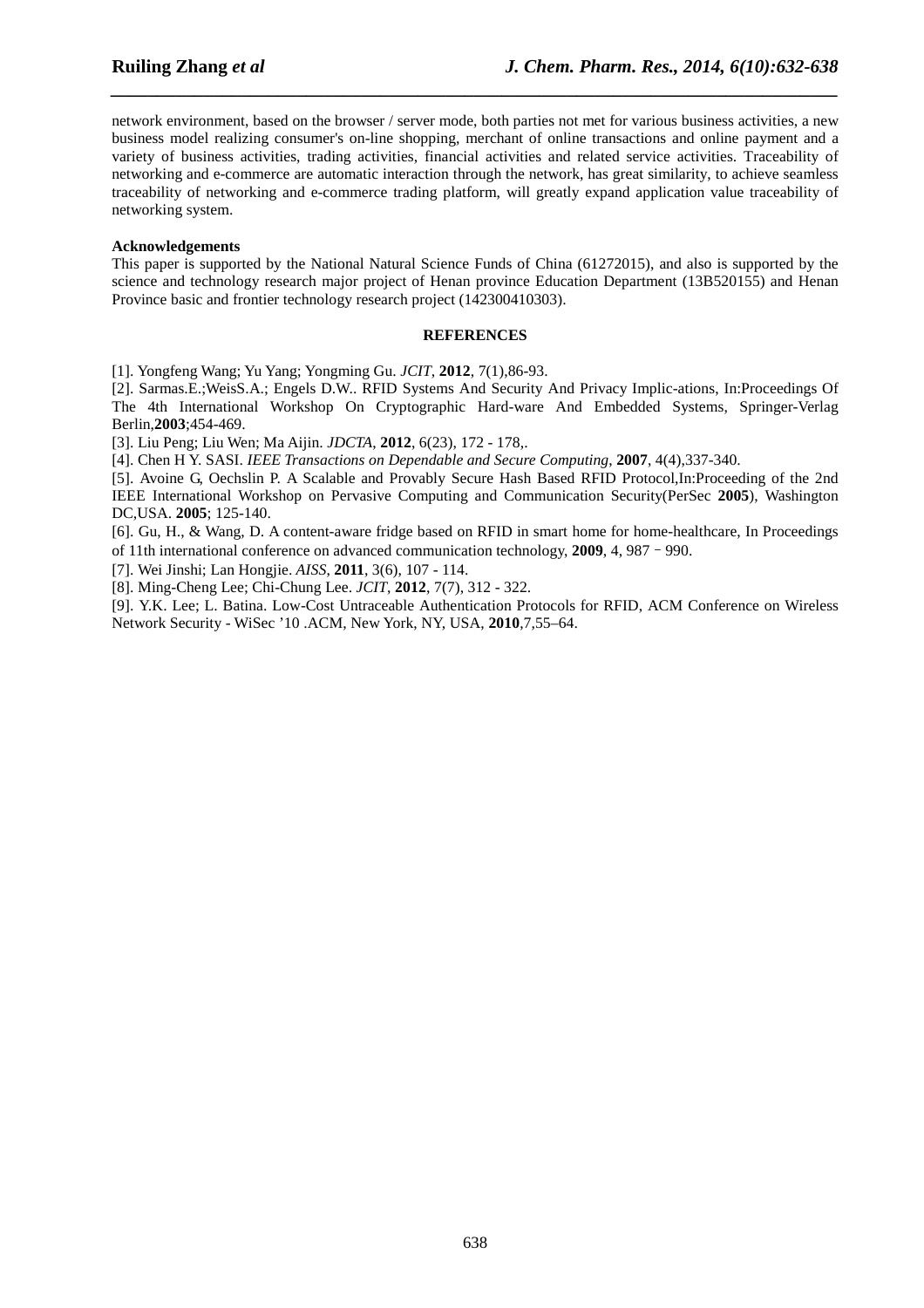network environment, based on the browser / server mode, both parties not met for various business activities, a new business model realizing consumer's on-line shopping, merchant of online transactions and online payment and a variety of business activities, trading activities, financial activities and related service activities. Traceability of networking and e-commerce are automatic interaction through the network, has great similarity, to achieve seamless traceability of networking and e-commerce trading platform, will greatly expand application value traceability of networking system.

**Acknowledgements**

This paper is supported by the National Natural Science Funds of China (61272015), and also is supported by the science and technology research major project of Henan province Education Department (13B520155) and Henan Province basic and frontier technology research project (142300410303).

## REFERENCES

[1]. Yongfeng Wang; Yu Yang; Yongming Gu. *JCIT*, **2012**, 7(1),86-93.

[2]. Sarmas.E.;WeisS.A.; Engels D.W.. RFID Systems And Security And Privacy Implic-ations, In:Proceedings Of The 4th International Workshop On Cryptographic Hard-ware And Embedded Systems, Springer-Verlag Berlin,**2003**;454-469.

[3]. Liu Peng; Liu Wen; Ma Aijin. *JDCTA*, **2012**, 6(23), 172 - 178,.

[4]. Chen H Y. SASI. *IEEE Transactions on Dependable and Secure Computing*, **2007**, 4(4),337-340.

[5]. Avoine G, Oechslin P. A Scalable and Provably Secure Hash Based RFID Protocol,In:Proceeding of the 2nd IEEE International Workshop on Pervasive Computing and Communication Security(PerSec **2005**), Washington DC,USA. **2005**; 125-140.

[6]. Gu, H., & Wang, D. A content-aware fridge based on RFID in smart home for home-healthcare, In Proceedings of 11th international conference on advanced communication technology, **2009**, 4, 987 – 990.

[7]. Wei Jinshi; Lan Hongjie. *AISS*, **2011**, 3(6), 107 - 114.

[8]. Ming-Cheng Lee; Chi-Chung Lee. *JCIT*, **2012**, 7(7), 312 - 322.

[9]. Y.K. Lee; L. Batina. Low-Cost Untraceable Authentication Protocols for RFID, ACM Conference on Wireless Network Security - WiSec '10 .ACM, New York, NY, USA, **2010**,7,55–64.